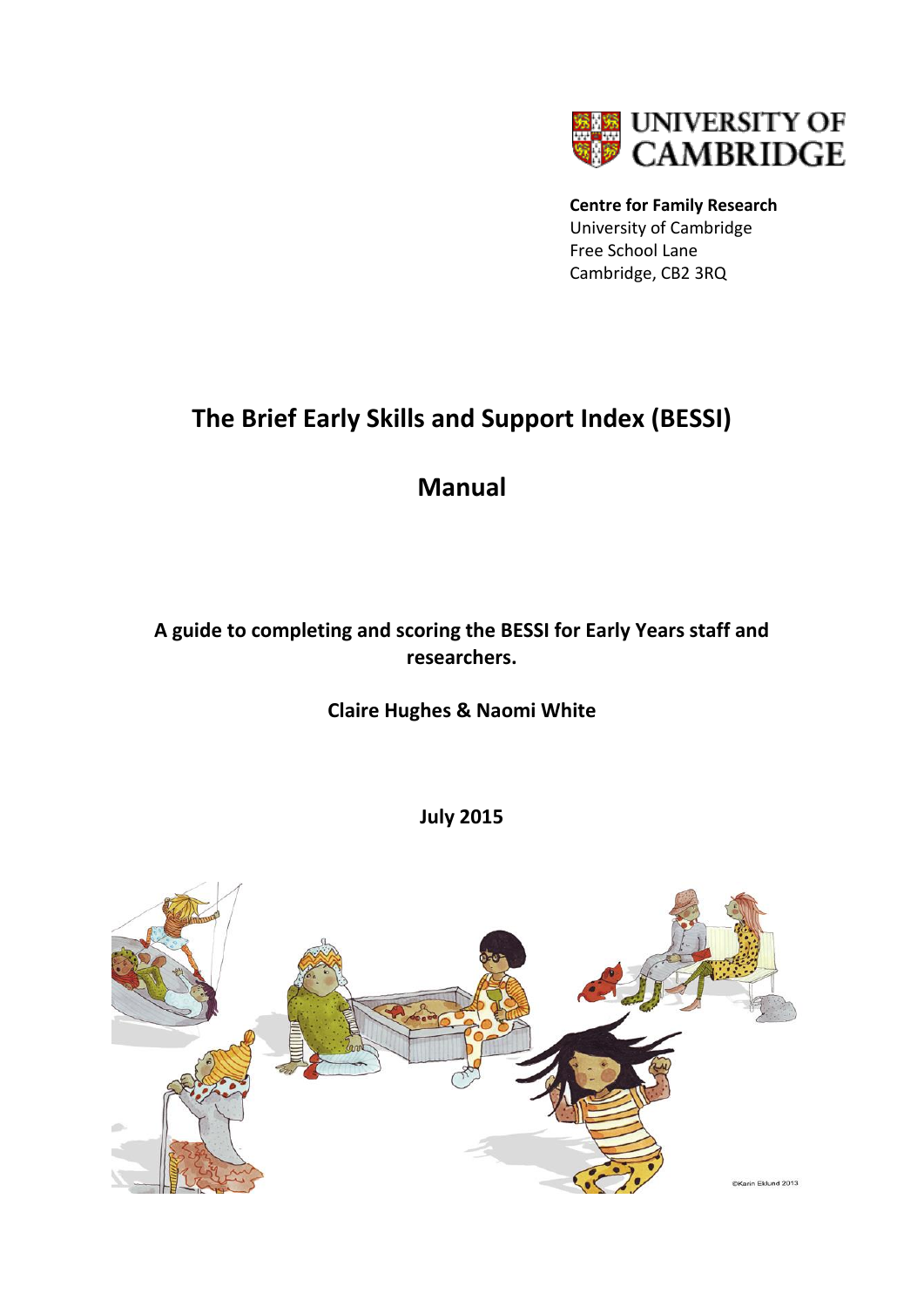UNIVERSITY OF CAMBRIDGE

**Centre for Family Research**
University of Cambridge
Free School Lane
Cambridge, CB2 3RQ

# The Brief Early Skills and Support Index (BESSI)

# Manual

**A guide to completing and scoring the BESSI for Early Years staff and researchers.**

**Claire Hughes & Naomi White**

**July 2015**

©Karin Eklund 2013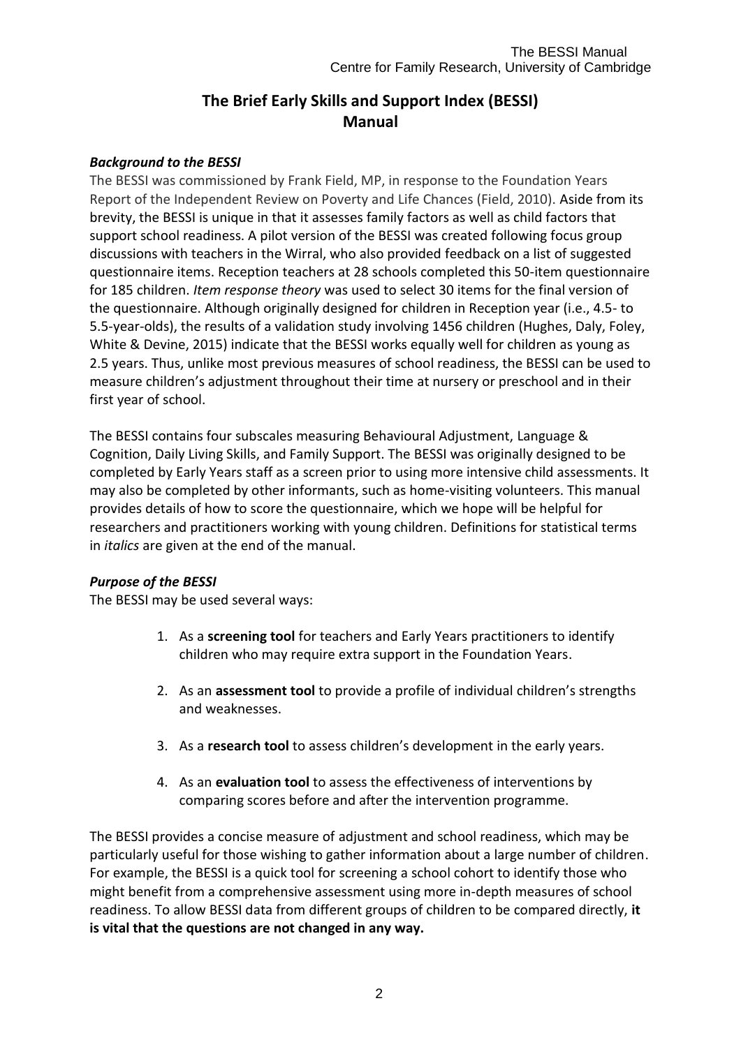# The Brief Early Skills and Support Index (BESSI) Manual

### *Background to the BESSI*

The BESSI was commissioned by Frank Field, MP, in response to the Foundation Years Report of the Independent Review on Poverty and Life Chances (Field, 2010). Aside from its brevity, the BESSI is unique in that it assesses family factors as well as child factors that support school readiness. A pilot version of the BESSI was created following focus group discussions with teachers in the Wirral, who also provided feedback on a list of suggested questionnaire items. Reception teachers at 28 schools completed this 50-item questionnaire for 185 children. *Item response theory* was used to select 30 items for the final version of the questionnaire. Although originally designed for children in Reception year (i.e., 4.5- to 5.5-year-olds), the results of a validation study involving 1456 children (Hughes, Daly, Foley, White & Devine, 2015) indicate that the BESSI works equally well for children as young as 2.5 years. Thus, unlike most previous measures of school readiness, the BESSI can be used to measure children's adjustment throughout their time at nursery or preschool and in their first year of school.

The BESSI contains four subscales measuring Behavioural Adjustment, Language & Cognition, Daily Living Skills, and Family Support. The BESSI was originally designed to be completed by Early Years staff as a screen prior to using more intensive child assessments. It may also be completed by other informants, such as home-visiting volunteers. This manual provides details of how to score the questionnaire, which we hope will be helpful for researchers and practitioners working with young children. Definitions for statistical terms in *italics* are given at the end of the manual.

### *Purpose of the BESSI*

The BESSI may be used several ways:

1. As a **screening tool** for teachers and Early Years practitioners to identify children who may require extra support in the Foundation Years.
2. As an **assessment tool** to provide a profile of individual children's strengths and weaknesses.
3. As a **research tool** to assess children's development in the early years.
4. As an **evaluation tool** to assess the effectiveness of interventions by comparing scores before and after the intervention programme.

The BESSI provides a concise measure of adjustment and school readiness, which may be particularly useful for those wishing to gather information about a large number of children. For example, the BESSI is a quick tool for screening a school cohort to identify those who might benefit from a comprehensive assessment using more in-depth measures of school readiness. To allow BESSI data from different groups of children to be compared directly, **it is vital that the questions are not changed in any way.**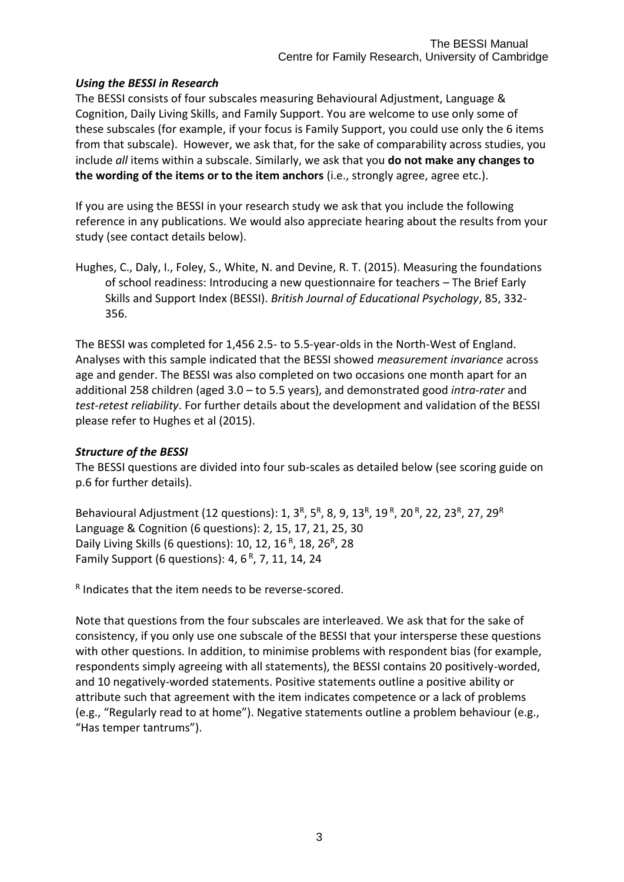### *Using the BESSI in Research*

The BESSI consists of four subscales measuring Behavioural Adjustment, Language & Cognition, Daily Living Skills, and Family Support. You are welcome to use only some of these subscales (for example, if your focus is Family Support, you could use only the 6 items from that subscale). However, we ask that, for the sake of comparability across studies, you include *all* items within a subscale. Similarly, we ask that you **do not make any changes to the wording of the items or to the item anchors** (i.e., strongly agree, agree etc.).

If you are using the BESSI in your research study we ask that you include the following reference in any publications. We would also appreciate hearing about the results from your study (see contact details below).

Hughes, C., Daly, I., Foley, S., White, N. and Devine, R. T. (2015). Measuring the foundations of school readiness: Introducing a new questionnaire for teachers – The Brief Early Skills and Support Index (BESSI). *British Journal of Educational Psychology*, 85, 332-356.

The BESSI was completed for 1,456 2.5- to 5.5-year-olds in the North-West of England. Analyses with this sample indicated that the BESSI showed *measurement invariance* across age and gender. The BESSI was also completed on two occasions one month apart for an additional 258 children (aged 3.0 – to 5.5 years), and demonstrated good *intra-rater* and *test-retest reliability*. For further details about the development and validation of the BESSI please refer to Hughes et al (2015).

### *Structure of the BESSI*

The BESSI questions are divided into four sub-scales as detailed below (see scoring guide on p.6 for further details).

Behavioural Adjustment (12 questions): 1, 3[R], 5[R], 8, 9, 13[R], 19[R], 20[R], 22, 23[R], 27, 29[R]
Language & Cognition (6 questions): 2, 15, 17, 21, 25, 30
Daily Living Skills (6 questions): 10, 12, 16[R], 18, 26[R], 28
Family Support (6 questions): 4, 6[R], 7, 11, 14, 24

[R] Indicates that the item needs to be reverse-scored.

Note that questions from the four subscales are interleaved. We ask that for the sake of consistency, if you only use one subscale of the BESSI that your intersperse these questions with other questions. In addition, to minimise problems with respondent bias (for example, respondents simply agreeing with all statements), the BESSI contains 20 positively-worded, and 10 negatively-worded statements. Positive statements outline a positive ability or attribute such that agreement with the item indicates competence or a lack of problems (e.g., "Regularly read to at home"). Negative statements outline a problem behaviour (e.g., "Has temper tantrums").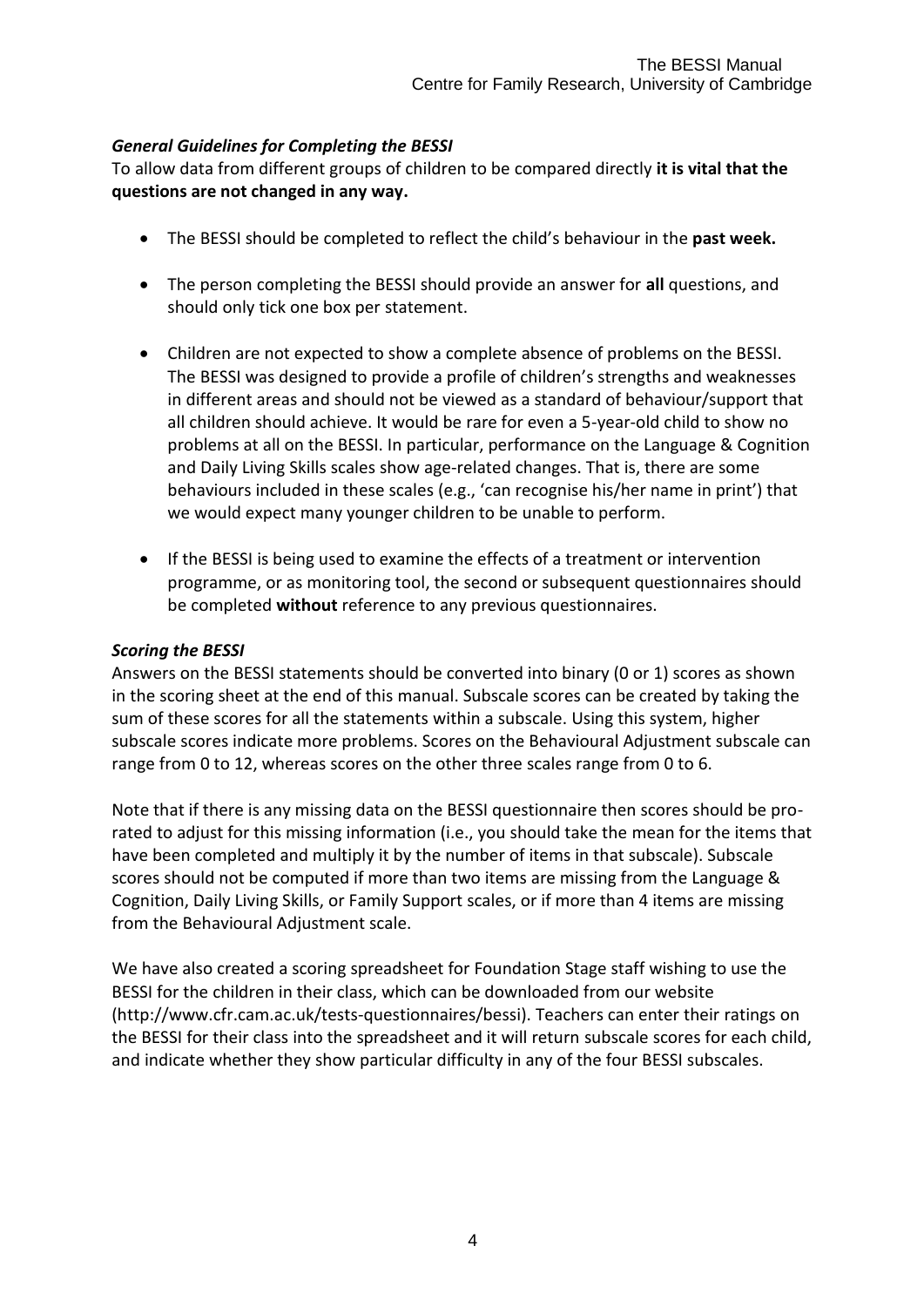### *General Guidelines for Completing the BESSI*

To allow data from different groups of children to be compared directly **it is vital that the questions are not changed in any way.**

- The BESSI should be completed to reflect the child's behaviour in the **past week.**
- The person completing the BESSI should provide an answer for **all** questions, and should only tick one box per statement.
- Children are not expected to show a complete absence of problems on the BESSI. The BESSI was designed to provide a profile of children's strengths and weaknesses in different areas and should not be viewed as a standard of behaviour/support that all children should achieve. It would be rare for even a 5-year-old child to show no problems at all on the BESSI. In particular, performance on the Language & Cognition and Daily Living Skills scales show age-related changes. That is, there are some behaviours included in these scales (e.g., 'can recognise his/her name in print') that we would expect many younger children to be unable to perform.
- If the BESSI is being used to examine the effects of a treatment or intervention programme, or as monitoring tool, the second or subsequent questionnaires should be completed **without** reference to any previous questionnaires.

### *Scoring the BESSI*

Answers on the BESSI statements should be converted into binary (0 or 1) scores as shown in the scoring sheet at the end of this manual. Subscale scores can be created by taking the sum of these scores for all the statements within a subscale. Using this system, higher subscale scores indicate more problems. Scores on the Behavioural Adjustment subscale can range from 0 to 12, whereas scores on the other three scales range from 0 to 6.

Note that if there is any missing data on the BESSI questionnaire then scores should be pro-rated to adjust for this missing information (i.e., you should take the mean for the items that have been completed and multiply it by the number of items in that subscale). Subscale scores should not be computed if more than two items are missing from the Language & Cognition, Daily Living Skills, or Family Support scales, or if more than 4 items are missing from the Behavioural Adjustment scale.

We have also created a scoring spreadsheet for Foundation Stage staff wishing to use the BESSI for the children in their class, which can be downloaded from our website (http://www.cfr.cam.ac.uk/tests-questionnaires/bessi). Teachers can enter their ratings on the BESSI for their class into the spreadsheet and it will return subscale scores for each child, and indicate whether they show particular difficulty in any of the four BESSI subscales.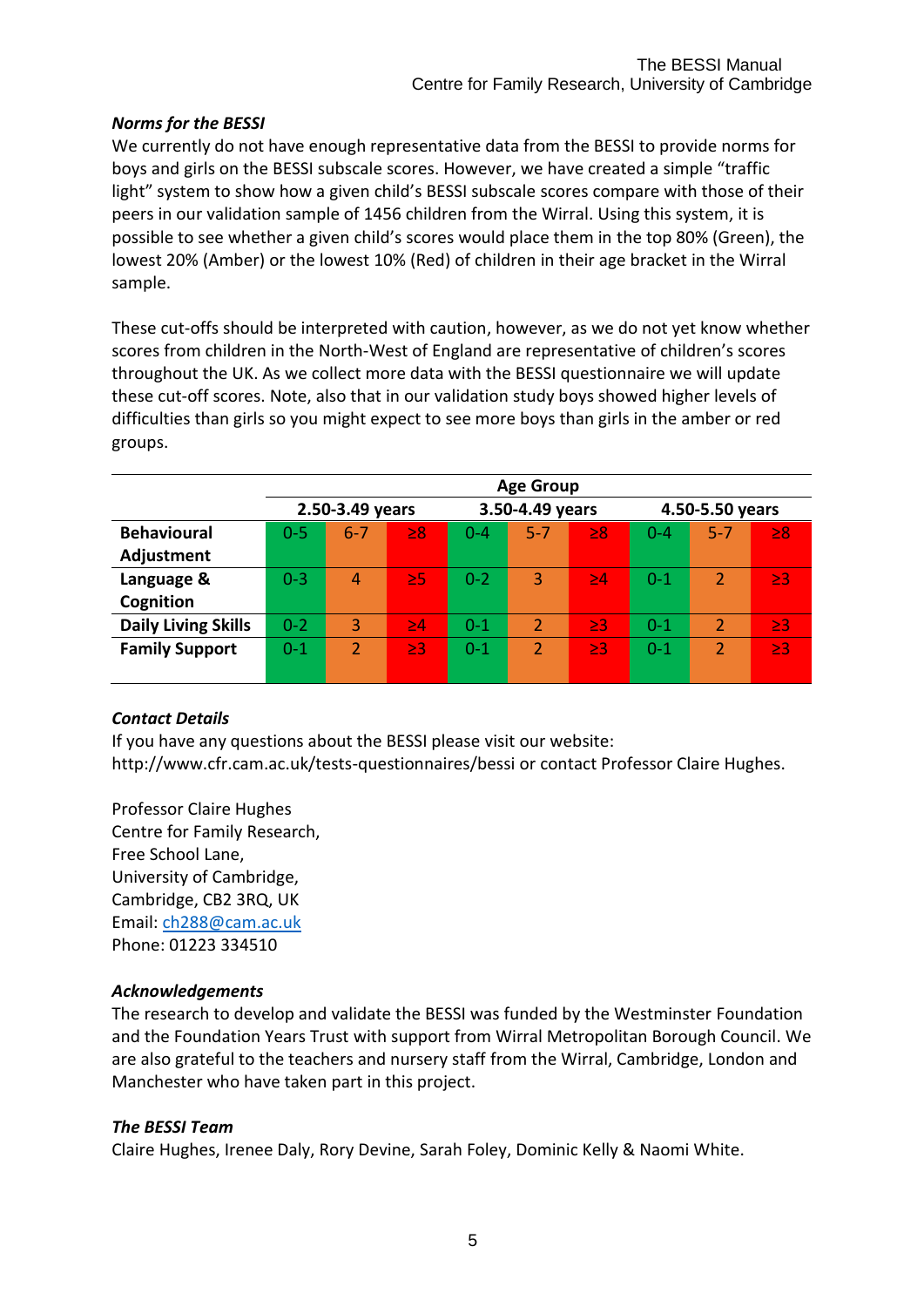***Norms for the BESSI***

We currently do not have enough representative data from the BESSI to provide norms for boys and girls on the BESSI subscale scores. However, we have created a simple "traffic light" system to show how a given child's BESSI subscale scores compare with those of their peers in our validation sample of 1456 children from the Wirral. Using this system, it is possible to see whether a given child's scores would place them in the top 80% (Green), the lowest 20% (Amber) or the lowest 10% (Red) of children in their age bracket in the Wirral sample.

These cut-offs should be interpreted with caution, however, as we do not yet know whether scores from children in the North-West of England are representative of children's scores throughout the UK. As we collect more data with the BESSI questionnaire we will update these cut-off scores. Note, also that in our validation study boys showed higher levels of difficulties than girls so you might expect to see more boys than girls in the amber or red groups.

| | **Age Group** | | | | | | | | |
|---|---|---|---|---|---|---|---|---|---|
| | **2.50-3.49 years** | | | **3.50-4.49 years** | | | **4.50-5.50 years** | | |
| **Behavioural Adjustment** | 0-5 | 6-7 | ≥8 | 0-4 | 5-7 | ≥8 | 0-4 | 5-7 | ≥8 |
| **Language & Cognition** | 0-3 | 4 | ≥5 | 0-2 | 3 | ≥4 | 0-1 | 2 | ≥3 |
| **Daily Living Skills** | 0-2 | 3 | ≥4 | 0-1 | 2 | ≥3 | 0-1 | 2 | ≥3 |
| **Family Support** | 0-1 | 2 | ≥3 | 0-1 | 2 | ≥3 | 0-1 | 2 | ≥3 |

***Contact Details***

If you have any questions about the BESSI please visit our website: http://www.cfr.cam.ac.uk/tests-questionnaires/bessi or contact Professor Claire Hughes.

Professor Claire Hughes  
Centre for Family Research,  
Free School Lane,  
University of Cambridge,  
Cambridge, CB2 3RQ, UK  
Email: ch288@cam.ac.uk  
Phone: 01223 334510

***Acknowledgements***

The research to develop and validate the BESSI was funded by the Westminster Foundation and the Foundation Years Trust with support from Wirral Metropolitan Borough Council. We are also grateful to the teachers and nursery staff from the Wirral, Cambridge, London and Manchester who have taken part in this project.

***The BESSI Team***

Claire Hughes, Irenee Daly, Rory Devine, Sarah Foley, Dominic Kelly & Naomi White.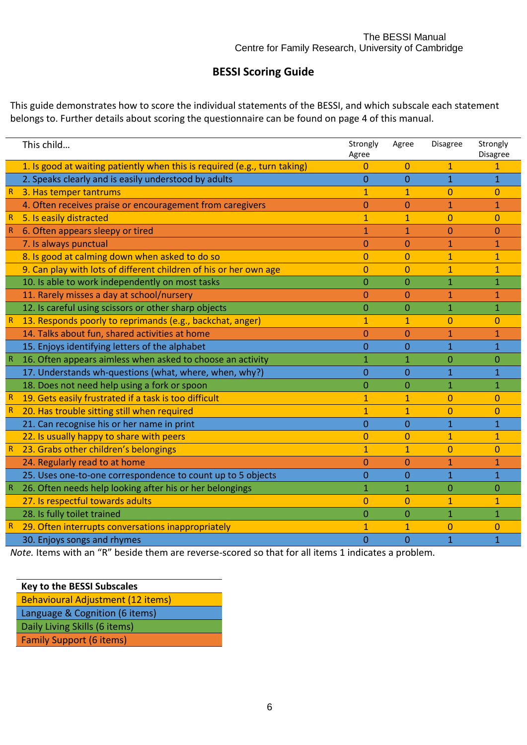## BESSI Scoring Guide

This guide demonstrates how to score the individual statements of the BESSI, and which subscale each statement belongs to. Further details about scoring the questionnaire can be found on page 4 of this manual.

| | This child… | Strongly Agree | Agree | Disagree | Strongly Disagree |
|---|---|---|---|---|---|
| | 1. Is good at waiting patiently when this is required (e.g., turn taking) | 0 | 0 | 1 | 1 |
| | 2. Speaks clearly and is easily understood by adults | 0 | 0 | 1 | 1 |
| R | 3. Has temper tantrums | 1 | 1 | 0 | 0 |
| | 4. Often receives praise or encouragement from caregivers | 0 | 0 | 1 | 1 |
| R | 5. Is easily distracted | 1 | 1 | 0 | 0 |
| R | 6. Often appears sleepy or tired | 1 | 1 | 0 | 0 |
| | 7. Is always punctual | 0 | 0 | 1 | 1 |
| | 8. Is good at calming down when asked to do so | 0 | 0 | 1 | 1 |
| | 9. Can play with lots of different children of his or her own age | 0 | 0 | 1 | 1 |
| | 10. Is able to work independently on most tasks | 0 | 0 | 1 | 1 |
| | 11. Rarely misses a day at school/nursery | 0 | 0 | 1 | 1 |
| | 12. Is careful using scissors or other sharp objects | 0 | 0 | 1 | 1 |
| R | 13. Responds poorly to reprimands (e.g., backchat, anger) | 1 | 1 | 0 | 0 |
| | 14. Talks about fun, shared activities at home | 0 | 0 | 1 | 1 |
| | 15. Enjoys identifying letters of the alphabet | 0 | 0 | 1 | 1 |
| R | 16. Often appears aimless when asked to choose an activity | 1 | 1 | 0 | 0 |
| | 17. Understands wh-questions (what, where, when, why?) | 0 | 0 | 1 | 1 |
| | 18. Does not need help using a fork or spoon | 0 | 0 | 1 | 1 |
| R | 19. Gets easily frustrated if a task is too difficult | 1 | 1 | 0 | 0 |
| R | 20. Has trouble sitting still when required | 1 | 1 | 0 | 0 |
| | 21. Can recognise his or her name in print | 0 | 0 | 1 | 1 |
| | 22. Is usually happy to share with peers | 0 | 0 | 1 | 1 |
| R | 23. Grabs other children's belongings | 1 | 1 | 0 | 0 |
| | 24. Regularly read to at home | 0 | 0 | 1 | 1 |
| | 25. Uses one-to-one correspondence to count up to 5 objects | 0 | 0 | 1 | 1 |
| R | 26. Often needs help looking after his or her belongings | 1 | 1 | 0 | 0 |
| | 27. Is respectful towards adults | 0 | 0 | 1 | 1 |
| | 28. Is fully toilet trained | 0 | 0 | 1 | 1 |
| R | 29. Often interrupts conversations inappropriately | 1 | 1 | 0 | 0 |
| | 30. Enjoys songs and rhymes | 0 | 0 | 1 | 1 |

*Note.* Items with an "R" beside them are reverse-scored so that for all items 1 indicates a problem.

| Key to the BESSI Subscales |
|---|
| Behavioural Adjustment (12 items) |
| Language & Cognition (6 items) |
| Daily Living Skills (6 items) |
| Family Support (6 items) |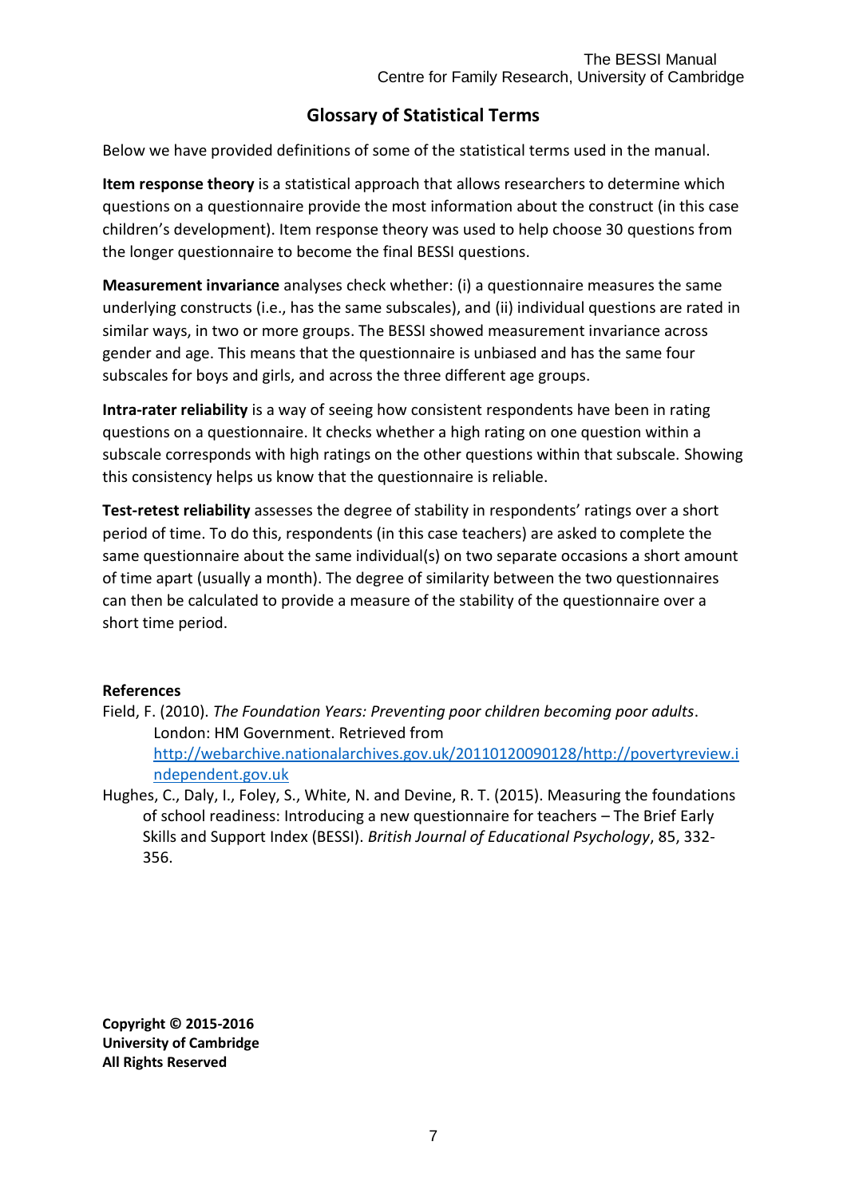## Glossary of Statistical Terms

Below we have provided definitions of some of the statistical terms used in the manual.

**Item response theory** is a statistical approach that allows researchers to determine which questions on a questionnaire provide the most information about the construct (in this case children's development). Item response theory was used to help choose 30 questions from the longer questionnaire to become the final BESSI questions.

**Measurement invariance** analyses check whether: (i) a questionnaire measures the same underlying constructs (i.e., has the same subscales), and (ii) individual questions are rated in similar ways, in two or more groups. The BESSI showed measurement invariance across gender and age. This means that the questionnaire is unbiased and has the same four subscales for boys and girls, and across the three different age groups.

**Intra-rater reliability** is a way of seeing how consistent respondents have been in rating questions on a questionnaire. It checks whether a high rating on one question within a subscale corresponds with high ratings on the other questions within that subscale. Showing this consistency helps us know that the questionnaire is reliable.

**Test-retest reliability** assesses the degree of stability in respondents' ratings over a short period of time. To do this, respondents (in this case teachers) are asked to complete the same questionnaire about the same individual(s) on two separate occasions a short amount of time apart (usually a month). The degree of similarity between the two questionnaires can then be calculated to provide a measure of the stability of the questionnaire over a short time period.

**References**

Field, F. (2010). *The Foundation Years: Preventing poor children becoming poor adults*. London: HM Government. Retrieved from http://webarchive.nationalarchives.gov.uk/20110120090128/http://povertyreview.independent.gov.uk

Hughes, C., Daly, I., Foley, S., White, N. and Devine, R. T. (2015). Measuring the foundations of school readiness: Introducing a new questionnaire for teachers – The Brief Early Skills and Support Index (BESSI). *British Journal of Educational Psychology*, 85, 332-356.

**Copyright © 2015-2016**
**University of Cambridge**
**All Rights Reserved**